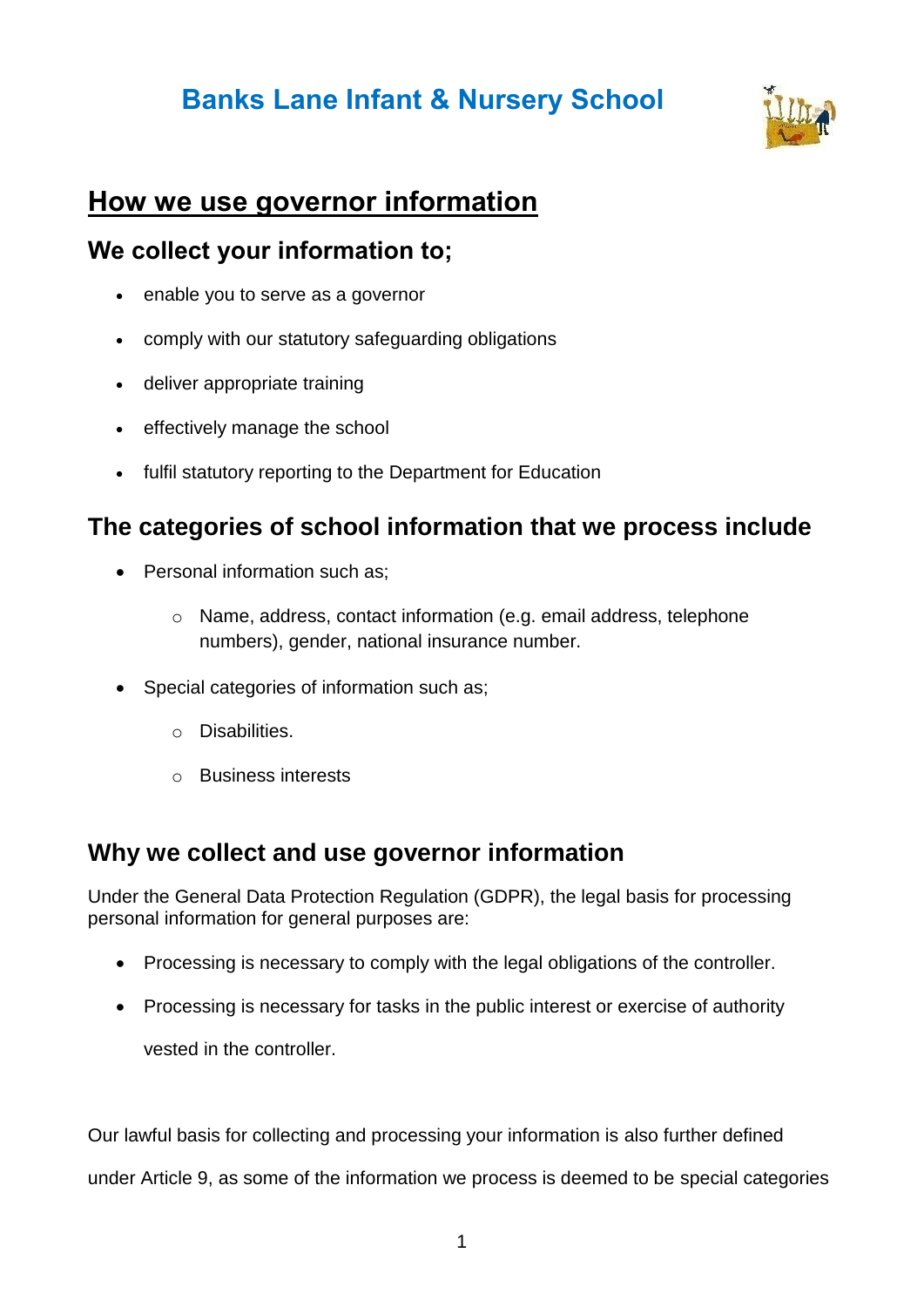# Banks Lane Infant & Nursery School

## How we use governor information

### We collect your information to;

- enable you to serve as a governor
- comply with our statutory safeguarding obligations
- deliver appropriate training
- effectively manage the school
- fulfil statutory reporting to the Department for Education

### The categories of school information that we process include

- Personal information such as;
    - Name, address, contact information (e.g. email address, telephone numbers), gender, national insurance number.
- Special categories of information such as;
    - Disabilities.
    - Business interests

### Why we collect and use governor information

Under the General Data Protection Regulation (GDPR), the legal basis for processing personal information for general purposes are:

- Processing is necessary to comply with the legal obligations of the controller.
- Processing is necessary for tasks in the public interest or exercise of authority vested in the controller.

Our lawful basis for collecting and processing your information is also further defined under Article 9, as some of the information we process is deemed to be special categories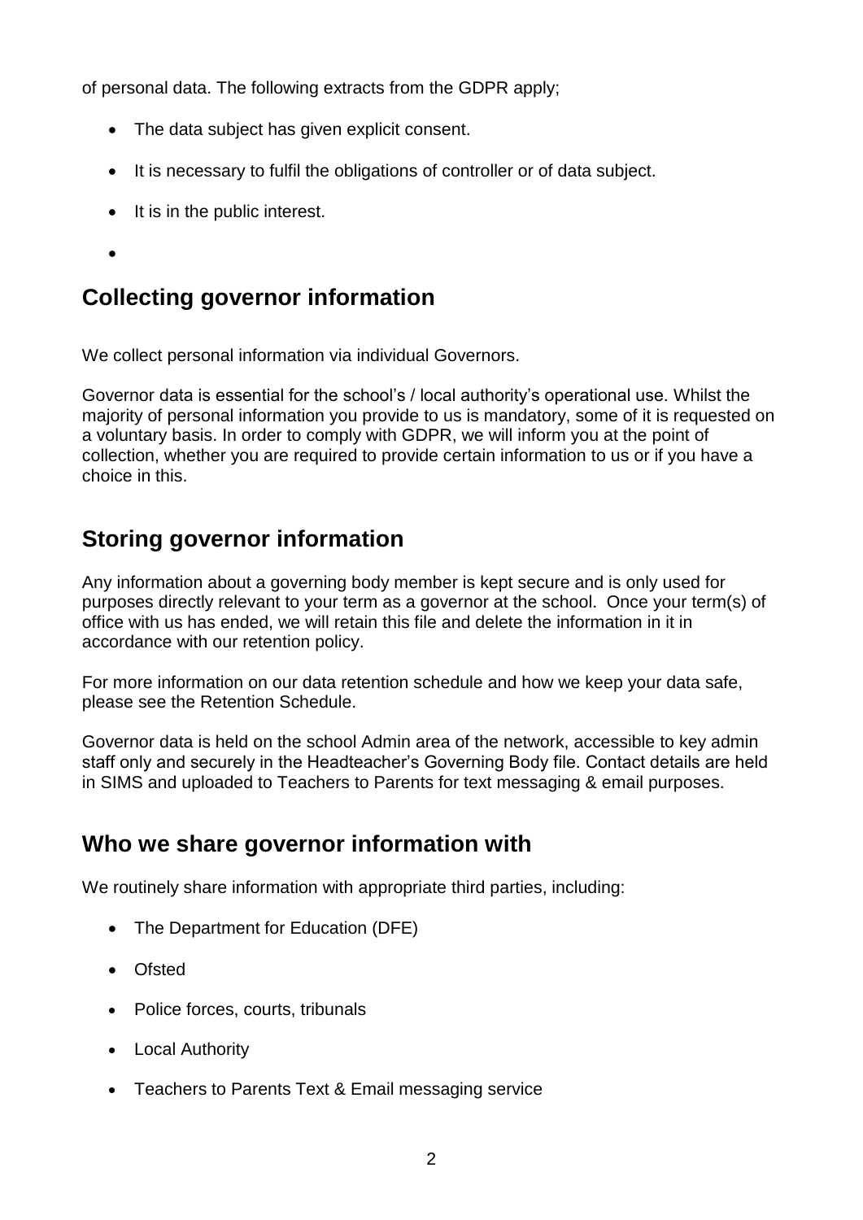of personal data. The following extracts from the GDPR apply;

- The data subject has given explicit consent.
- It is necessary to fulfil the obligations of controller or of data subject.
- It is in the public interest.
- 

## Collecting governor information

We collect personal information via individual Governors.

Governor data is essential for the school's / local authority's operational use. Whilst the majority of personal information you provide to us is mandatory, some of it is requested on a voluntary basis. In order to comply with GDPR, we will inform you at the point of collection, whether you are required to provide certain information to us or if you have a choice in this.

## Storing governor information

Any information about a governing body member is kept secure and is only used for purposes directly relevant to your term as a governor at the school. Once your term(s) of office with us has ended, we will retain this file and delete the information in it in accordance with our retention policy.

For more information on our data retention schedule and how we keep your data safe, please see the Retention Schedule.

Governor data is held on the school Admin area of the network, accessible to key admin staff only and securely in the Headteacher's Governing Body file. Contact details are held in SIMS and uploaded to Teachers to Parents for text messaging & email purposes.

## Who we share governor information with

We routinely share information with appropriate third parties, including:

- The Department for Education (DFE)
- Ofsted
- Police forces, courts, tribunals
- Local Authority
- Teachers to Parents Text & Email messaging service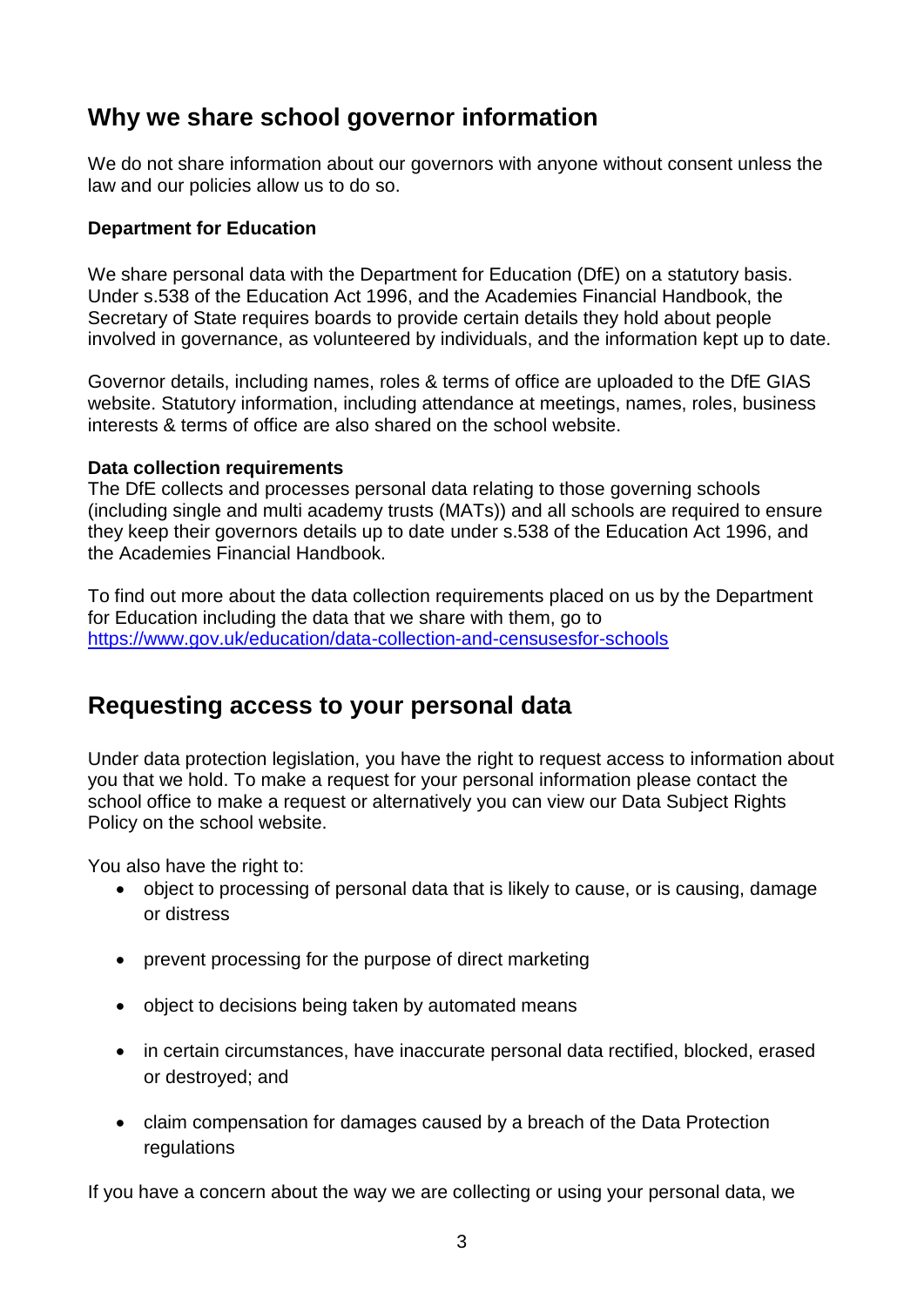## Why we share school governor information

We do not share information about our governors with anyone without consent unless the law and our policies allow us to do so.

**Department for Education**

We share personal data with the Department for Education (DfE) on a statutory basis. Under s.538 of the Education Act 1996, and the Academies Financial Handbook, the Secretary of State requires boards to provide certain details they hold about people involved in governance, as volunteered by individuals, and the information kept up to date.

Governor details, including names, roles & terms of office are uploaded to the DfE GIAS website. Statutory information, including attendance at meetings, names, roles, business interests & terms of office are also shared on the school website.

**Data collection requirements**
The DfE collects and processes personal data relating to those governing schools (including single and multi academy trusts (MATs)) and all schools are required to ensure they keep their governors details up to date under s.538 of the Education Act 1996, and the Academies Financial Handbook.

To find out more about the data collection requirements placed on us by the Department for Education including the data that we share with them, go to [https://www.gov.uk/education/data-collection-and-censusesfor-schools](https://www.gov.uk/education/data-collection-and-censusesfor-schools)

## Requesting access to your personal data

Under data protection legislation, you have the right to request access to information about you that we hold. To make a request for your personal information please contact the school office to make a request or alternatively you can view our Data Subject Rights Policy on the school website.

You also have the right to:

- object to processing of personal data that is likely to cause, or is causing, damage or distress
- prevent processing for the purpose of direct marketing
- object to decisions being taken by automated means
- in certain circumstances, have inaccurate personal data rectified, blocked, erased or destroyed; and
- claim compensation for damages caused by a breach of the Data Protection regulations

If you have a concern about the way we are collecting or using your personal data, we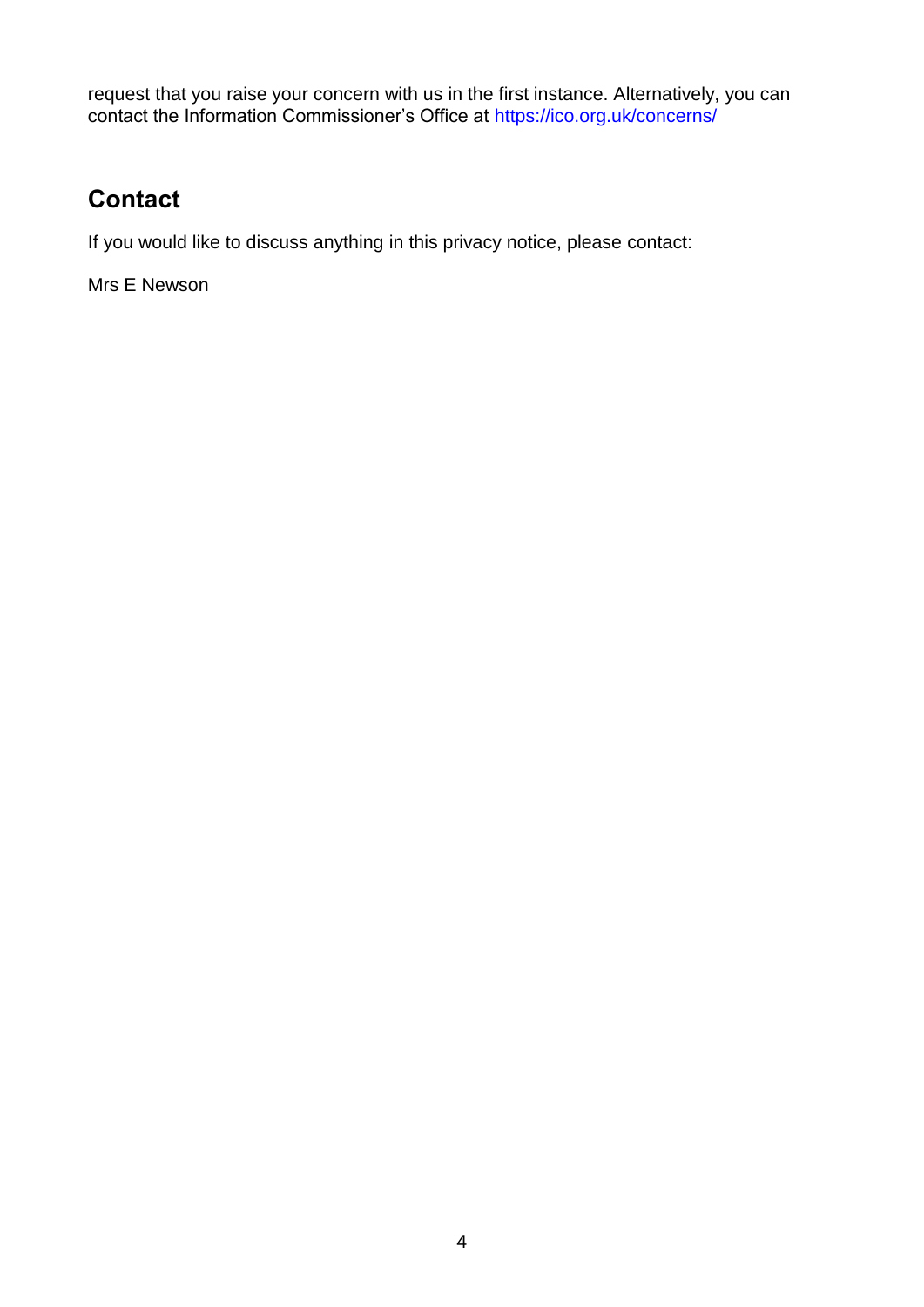request that you raise your concern with us in the first instance. Alternatively, you can contact the Information Commissioner's Office at https://ico.org.uk/concerns/

## Contact

If you would like to discuss anything in this privacy notice, please contact:

Mrs E Newson